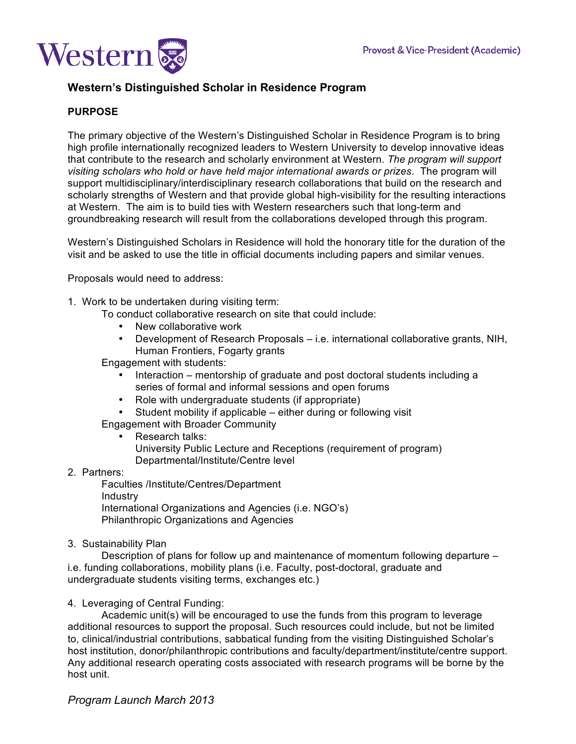Western

Provost & Vice-President (Academic)

## Western's Distinguished Scholar in Residence Program

### PURPOSE

The primary objective of the Western's Distinguished Scholar in Residence Program is to bring high profile internationally recognized leaders to Western University to develop innovative ideas that contribute to the research and scholarly environment at Western. *The program will support visiting scholars who hold or have held major international awards or prizes*. The program will support multidisciplinary/interdisciplinary research collaborations that build on the research and scholarly strengths of Western and that provide global high-visibility for the resulting interactions at Western. The aim is to build ties with Western researchers such that long-term and groundbreaking research will result from the collaborations developed through this program.

Western's Distinguished Scholars in Residence will hold the honorary title for the duration of the visit and be asked to use the title in official documents including papers and similar venues.

Proposals would need to address:

1. Work to be undertaken during visiting term:

   To conduct collaborative research on site that could include:
   - New collaborative work
   - Development of Research Proposals – i.e. international collaborative grants, NIH, Human Frontiers, Fogarty grants

   Engagement with students:
   - Interaction – mentorship of graduate and post doctoral students including a series of formal and informal sessions and open forums
   - Role with undergraduate students (if appropriate)
   - Student mobility if applicable – either during or following visit

   Engagement with Broader Community
   - Research talks:
     University Public Lecture and Receptions (requirement of program)
     Departmental/Institute/Centre level

2. Partners:

   Faculties /Institute/Centres/Department
   Industry
   International Organizations and Agencies (i.e. NGO's)
   Philanthropic Organizations and Agencies

3. Sustainability Plan

   Description of plans for follow up and maintenance of momentum following departure – i.e. funding collaborations, mobility plans (i.e. Faculty, post-doctoral, graduate and undergraduate students visiting terms, exchanges etc.)

4. Leveraging of Central Funding:

   Academic unit(s) will be encouraged to use the funds from this program to leverage additional resources to support the proposal. Such resources could include, but not be limited to, clinical/industrial contributions, sabbatical funding from the visiting Distinguished Scholar's host institution, donor/philanthropic contributions and faculty/department/institute/centre support. Any additional research operating costs associated with research programs will be borne by the host unit.

*Program Launch March 2013*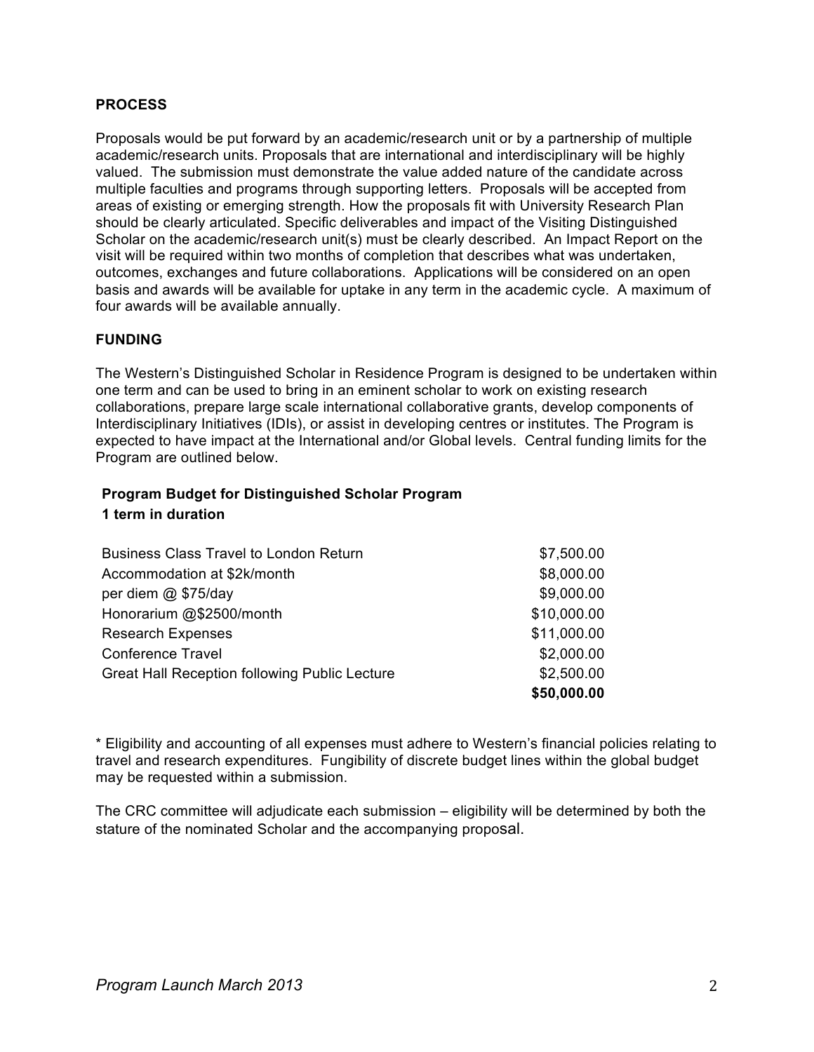## PROCESS

Proposals would be put forward by an academic/research unit or by a partnership of multiple academic/research units. Proposals that are international and interdisciplinary will be highly valued. The submission must demonstrate the value added nature of the candidate across multiple faculties and programs through supporting letters. Proposals will be accepted from areas of existing or emerging strength. How the proposals fit with University Research Plan should be clearly articulated. Specific deliverables and impact of the Visiting Distinguished Scholar on the academic/research unit(s) must be clearly described. An Impact Report on the visit will be required within two months of completion that describes what was undertaken, outcomes, exchanges and future collaborations. Applications will be considered on an open basis and awards will be available for uptake in any term in the academic cycle. A maximum of four awards will be available annually.

## FUNDING

The Western's Distinguished Scholar in Residence Program is designed to be undertaken within one term and can be used to bring in an eminent scholar to work on existing research collaborations, prepare large scale international collaborative grants, develop components of Interdisciplinary Initiatives (IDIs), or assist in developing centres or institutes. The Program is expected to have impact at the International and/or Global levels. Central funding limits for the Program are outlined below.

**Program Budget for Distinguished Scholar Program**
**1 term in duration**

| | |
|---|---:|
| Business Class Travel to London Return | $7,500.00 |
| Accommodation at $2k/month | $8,000.00 |
| per diem @ $75/day | $9,000.00 |
| Honorarium @$2500/month | $10,000.00 |
| Research Expenses | $11,000.00 |
| Conference Travel | $2,000.00 |
| Great Hall Reception following Public Lecture | $2,500.00 |
| | **$50,000.00** |

* Eligibility and accounting of all expenses must adhere to Western's financial policies relating to travel and research expenditures. Fungibility of discrete budget lines within the global budget may be requested within a submission.

The CRC committee will adjudicate each submission – eligibility will be determined by both the stature of the nominated Scholar and the accompanying proposal.

*Program Launch March 2013*